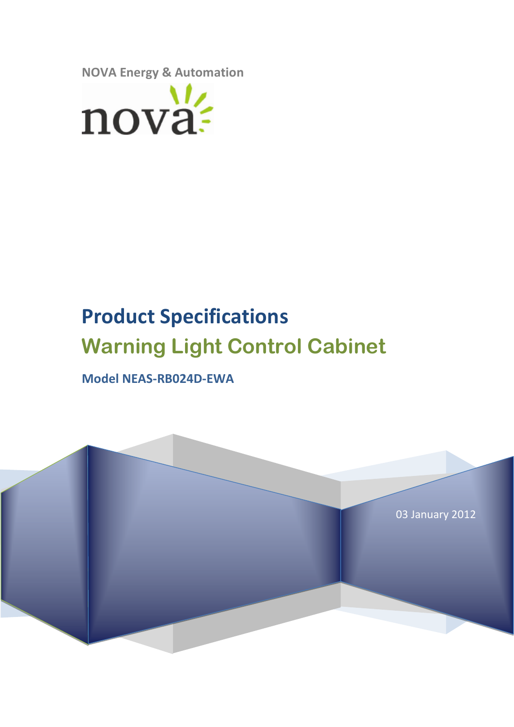NOVA Energy & Automation

nova

# Product Specifications

## Warning Light Control Cabinet

**Model NEAS-RB024D-EWA**

03 January 2012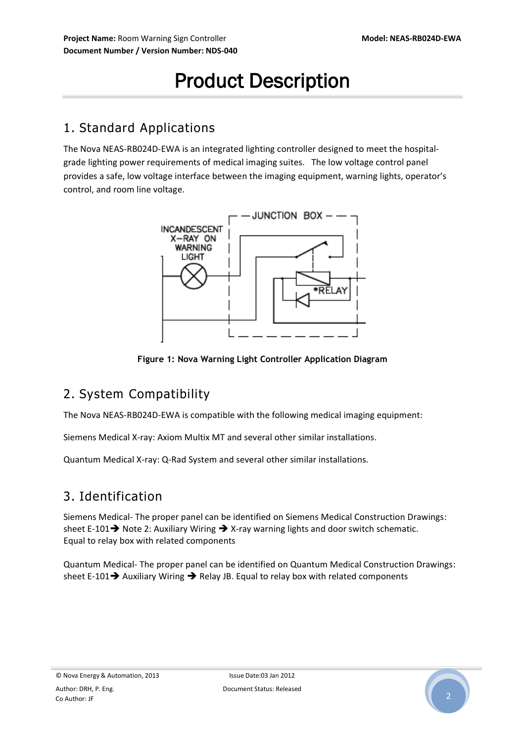# Product Description

## 1. Standard Applications

The Nova NEAS-RB024D-EWA is an integrated lighting controller designed to meet the hospital-grade lighting power requirements of medical imaging suites. The low voltage control panel provides a safe, low voltage interface between the imaging equipment, warning lights, operator's control, and room line voltage.

JUNCTION BOX

INCANDESCENT X-RAY ON WARNING LIGHT

*RELAY

**Figure 1: Nova Warning Light Controller Application Diagram**

## 2. System Compatibility

The Nova NEAS-RB024D-EWA is compatible with the following medical imaging equipment:

Siemens Medical X-ray: Axiom Multix MT and several other similar installations.

Quantum Medical X-ray: Q-Rad System and several other similar installations.

## 3. Identification

Siemens Medical- The proper panel can be identified on Siemens Medical Construction Drawings: sheet E-101➔ Note 2: Auxiliary Wiring ➔ X-ray warning lights and door switch schematic. Equal to relay box with related components

Quantum Medical- The proper panel can be identified on Quantum Medical Construction Drawings: sheet E-101➔ Auxiliary Wiring ➔ Relay JB. Equal to relay box with related components

© Nova Energy & Automation, 2013

Issue Date:03 Jan 2012

Author: DRH, P. Eng.

Co Author: JF

Document Status: Released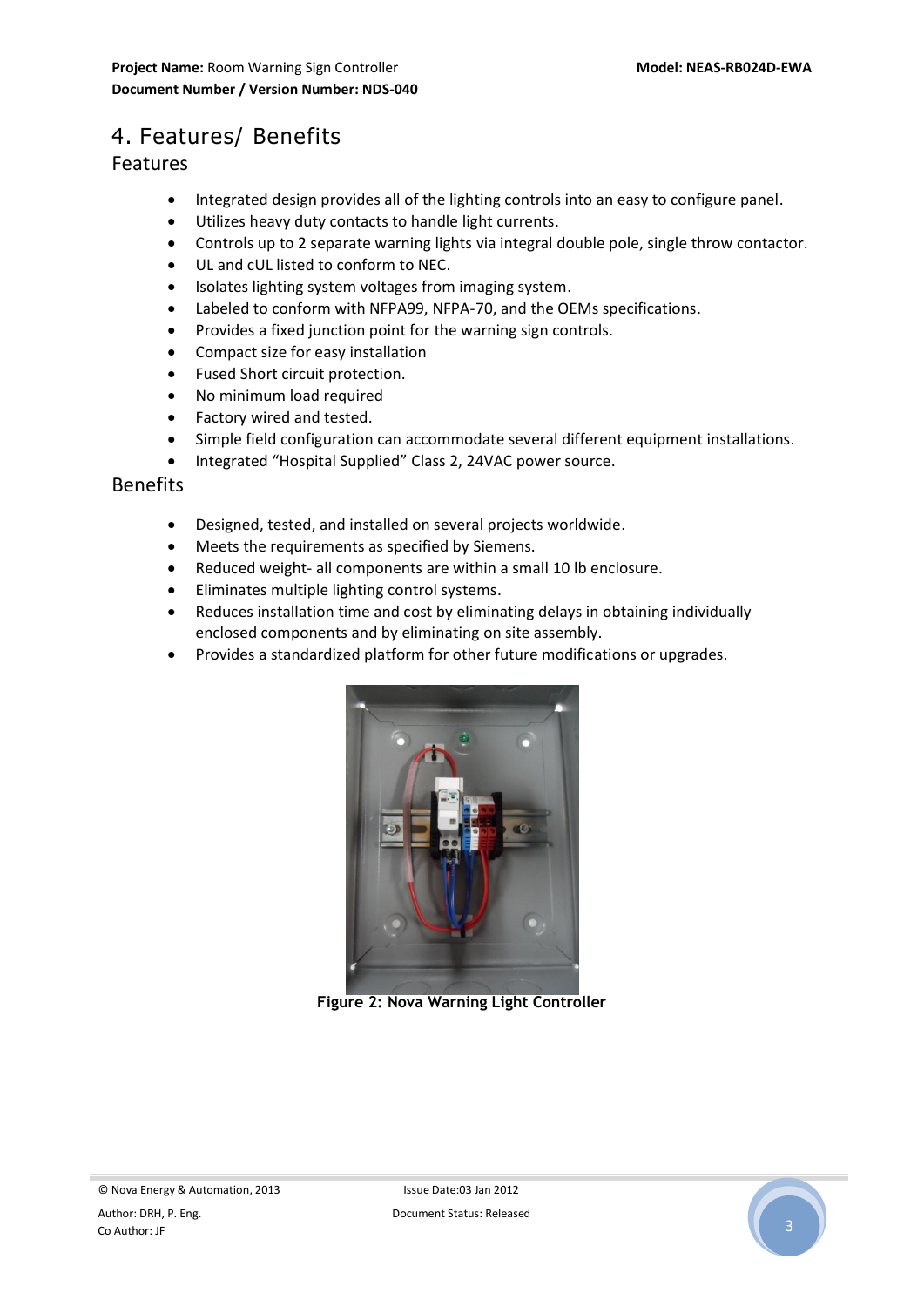# 4. Features/ Benefits

## Features

- Integrated design provides all of the lighting controls into an easy to configure panel.
- Utilizes heavy duty contacts to handle light currents.
- Controls up to 2 separate warning lights via integral double pole, single throw contactor.
- UL and cUL listed to conform to NEC.
- Isolates lighting system voltages from imaging system.
- Labeled to conform with NFPA99, NFPA-70, and the OEMs specifications.
- Provides a fixed junction point for the warning sign controls.
- Compact size for easy installation
- Fused Short circuit protection.
- No minimum load required
- Factory wired and tested.
- Simple field configuration can accommodate several different equipment installations.
- Integrated "Hospital Supplied" Class 2, 24VAC power source.

## Benefits

- Designed, tested, and installed on several projects worldwide.
- Meets the requirements as specified by Siemens.
- Reduced weight- all components are within a small 10 lb enclosure.
- Eliminates multiple lighting control systems.
- Reduces installation time and cost by eliminating delays in obtaining individually enclosed components and by eliminating on site assembly.
- Provides a standardized platform for other future modifications or upgrades.

**Figure 2: Nova Warning Light Controller**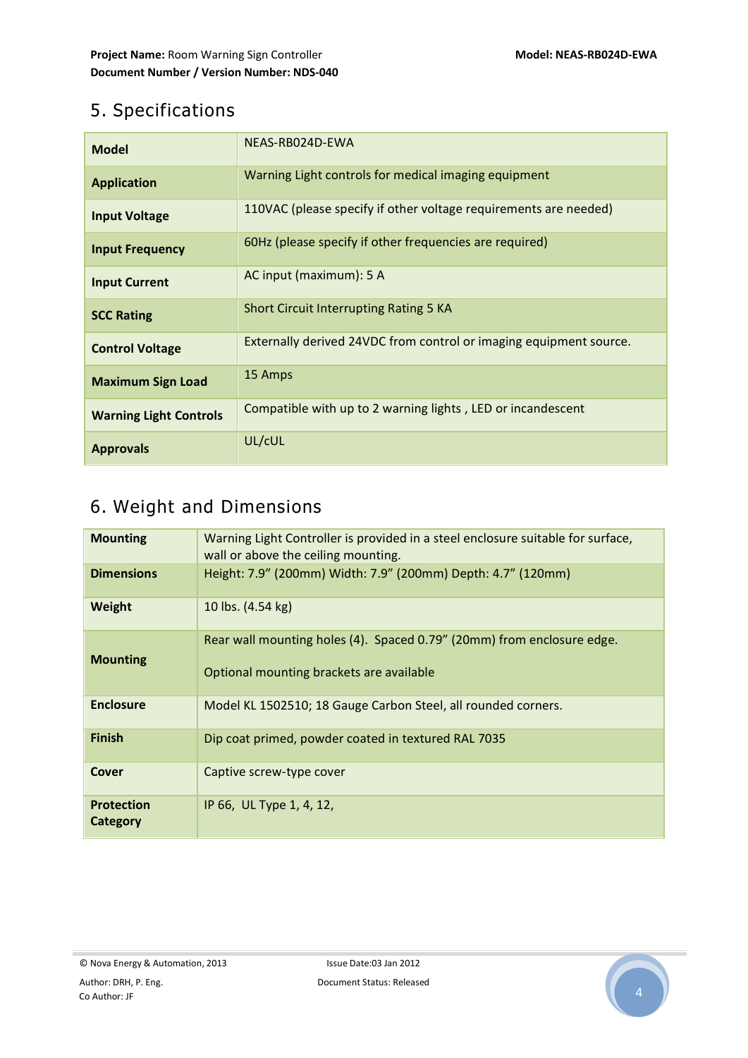## 5. Specifications

| | |
|---|---|
| **Model** | NEAS-RB024D-EWA |
| **Application** | Warning Light controls for medical imaging equipment |
| **Input Voltage** | 110VAC (please specify if other voltage requirements are needed) |
| **Input Frequency** | 60Hz (please specify if other frequencies are required) |
| **Input Current** | AC input (maximum): 5 A |
| **SCC Rating** | Short Circuit Interrupting Rating 5 KA |
| **Control Voltage** | Externally derived 24VDC from control or imaging equipment source. |
| **Maximum Sign Load** | 15 Amps |
| **Warning Light Controls** | Compatible with up to 2 warning lights , LED or incandescent |
| **Approvals** | UL/cUL |

## 6. Weight and Dimensions

| | |
|---|---|
| **Mounting** | Warning Light Controller is provided in a steel enclosure suitable for surface, wall or above the ceiling mounting. |
| **Dimensions** | Height: 7.9" (200mm) Width: 7.9" (200mm) Depth: 4.7" (120mm) |
| **Weight** | 10 lbs. (4.54 kg) |
| **Mounting** | Rear wall mounting holes (4). Spaced 0.79" (20mm) from enclosure edge.<br><br>Optional mounting brackets are available |
| **Enclosure** | Model KL 1502510; 18 Gauge Carbon Steel, all rounded corners. |
| **Finish** | Dip coat primed, powder coated in textured RAL 7035 |
| **Cover** | Captive screw-type cover |
| **Protection Category** | IP 66, UL Type 1, 4, 12, |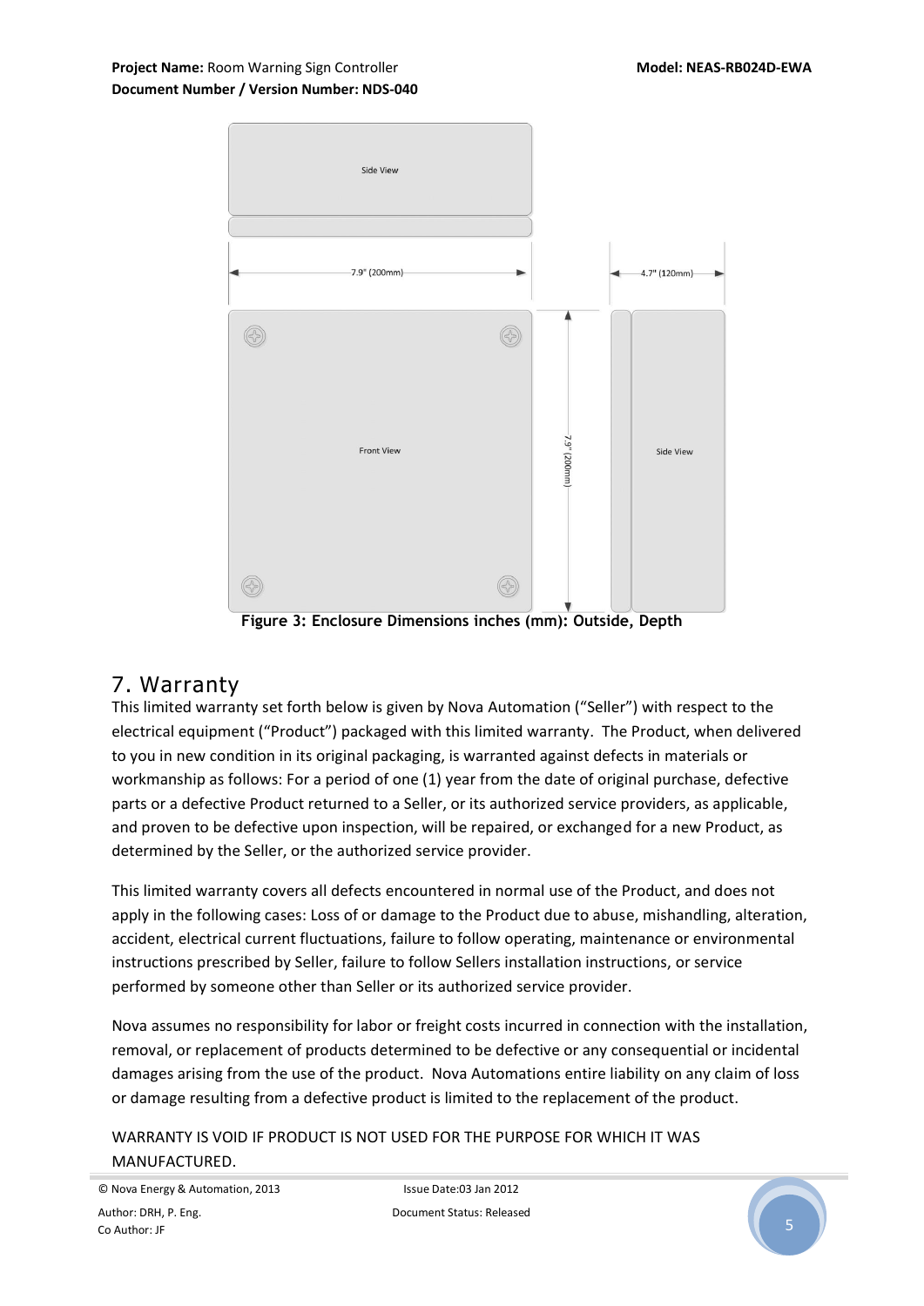Side View

7.9" (200mm)

4.7" (120mm)

Front View

7.9" (200mm)

Side View

Figure 3: Enclosure Dimensions inches (mm): Outside, Depth

# 7. Warranty

This limited warranty set forth below is given by Nova Automation ("Seller") with respect to the electrical equipment ("Product") packaged with this limited warranty. The Product, when delivered to you in new condition in its original packaging, is warranted against defects in materials or workmanship as follows: For a period of one (1) year from the date of original purchase, defective parts or a defective Product returned to a Seller, or its authorized service providers, as applicable, and proven to be defective upon inspection, will be repaired, or exchanged for a new Product, as determined by the Seller, or the authorized service provider.

This limited warranty covers all defects encountered in normal use of the Product, and does not apply in the following cases: Loss of or damage to the Product due to abuse, mishandling, alteration, accident, electrical current fluctuations, failure to follow operating, maintenance or environmental instructions prescribed by Seller, failure to follow Sellers installation instructions, or service performed by someone other than Seller or its authorized service provider.

Nova assumes no responsibility for labor or freight costs incurred in connection with the installation, removal, or replacement of products determined to be defective or any consequential or incidental damages arising from the use of the product. Nova Automations entire liability on any claim of loss or damage resulting from a defective product is limited to the replacement of the product.

WARRANTY IS VOID IF PRODUCT IS NOT USED FOR THE PURPOSE FOR WHICH IT WAS MANUFACTURED.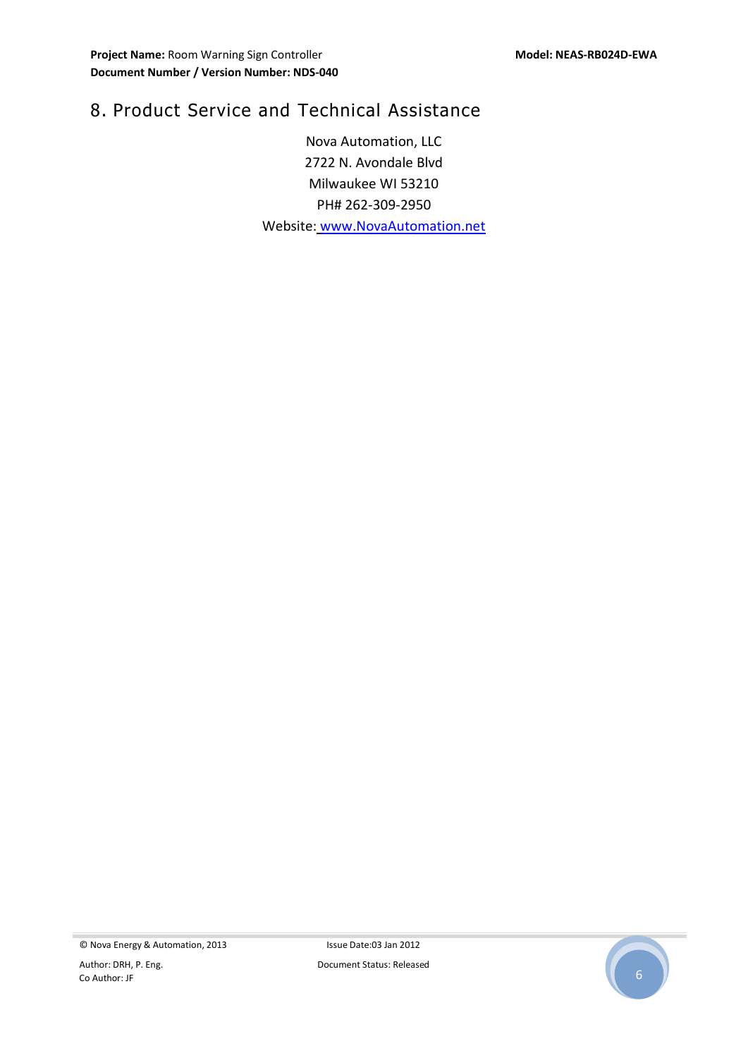# 8. Product Service and Technical Assistance

Nova Automation, LLC

2722 N. Avondale Blvd

Milwaukee WI 53210

PH# 262-309-2950

Website: www.NovaAutomation.net